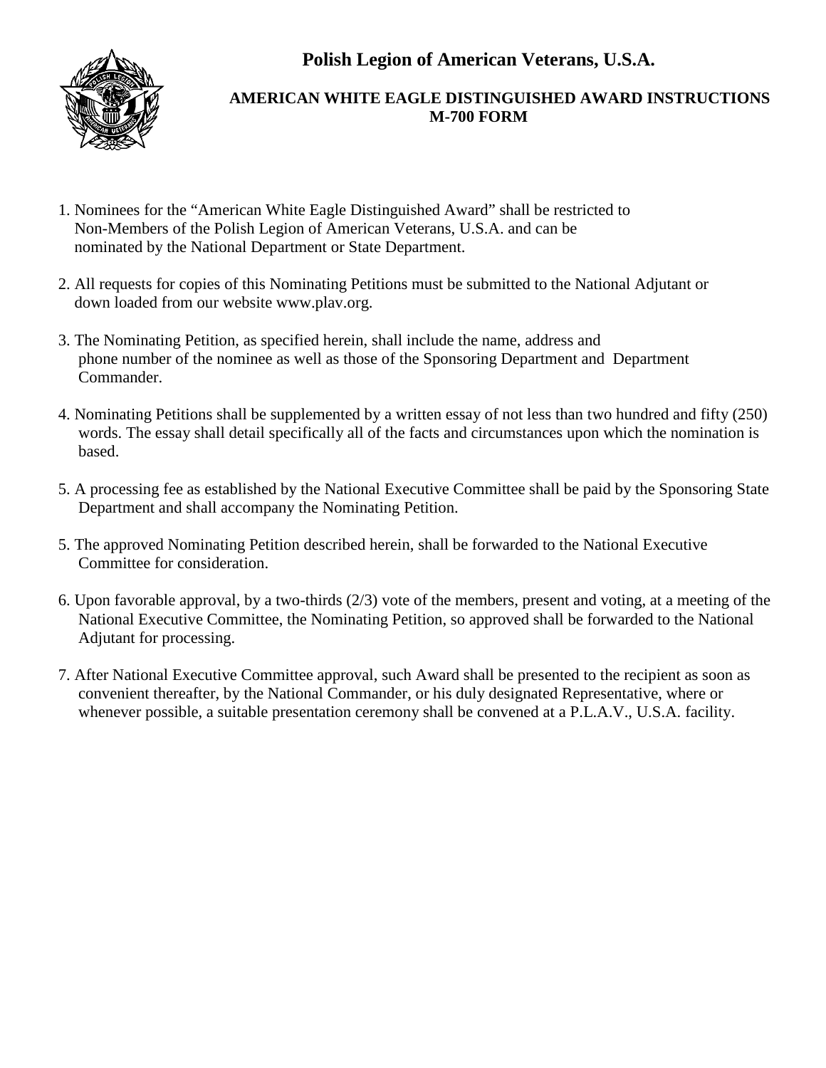# Polish Legion of American Veterans, U.S.A.

## AMERICAN WHITE EAGLE DISTINGUISHED AWARD INSTRUCTIONS
## M-700 FORM

1. Nominees for the "American White Eagle Distinguished Award" shall be restricted to Non-Members of the Polish Legion of American Veterans, U.S.A. and can be nominated by the National Department or State Department.

2. All requests for copies of this Nominating Petitions must be submitted to the National Adjutant or down loaded from our website www.plav.org.

3. The Nominating Petition, as specified herein, shall include the name, address and phone number of the nominee as well as those of the Sponsoring Department and Department Commander.

4. Nominating Petitions shall be supplemented by a written essay of not less than two hundred and fifty (250) words. The essay shall detail specifically all of the facts and circumstances upon which the nomination is based.

5. A processing fee as established by the National Executive Committee shall be paid by the Sponsoring State Department and shall accompany the Nominating Petition.

5. The approved Nominating Petition described herein, shall be forwarded to the National Executive Committee for consideration.

6. Upon favorable approval, by a two-thirds (2/3) vote of the members, present and voting, at a meeting of the National Executive Committee, the Nominating Petition, so approved shall be forwarded to the National Adjutant for processing.

7. After National Executive Committee approval, such Award shall be presented to the recipient as soon as convenient thereafter, by the National Commander, or his duly designated Representative, where or whenever possible, a suitable presentation ceremony shall be convened at a P.L.A.V., U.S.A. facility.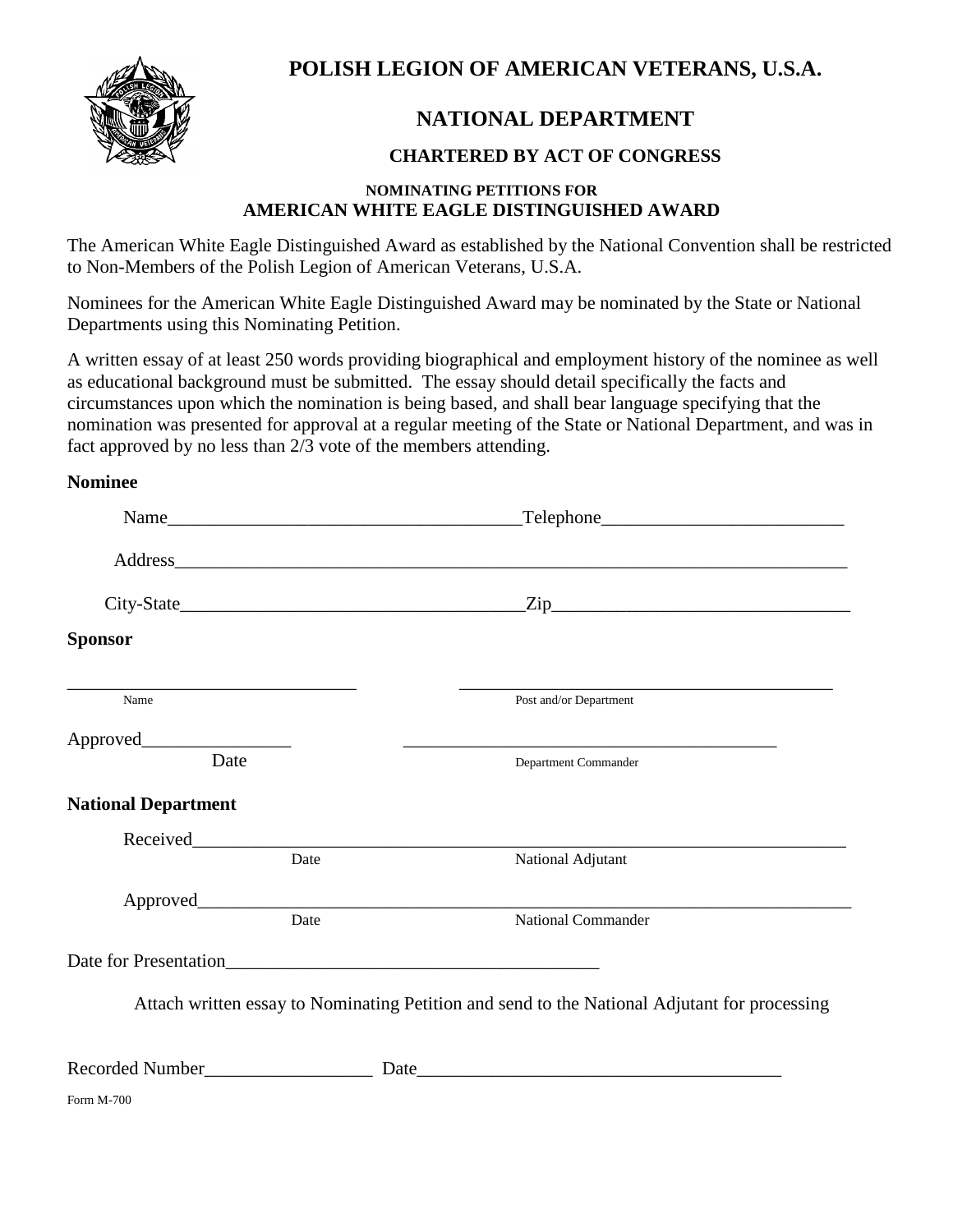# POLISH LEGION OF AMERICAN VETERANS, U.S.A.

## NATIONAL DEPARTMENT

### CHARTERED BY ACT OF CONGRESS

**NOMINATING PETITIONS FOR**
**AMERICAN WHITE EAGLE DISTINGUISHED AWARD**

The American White Eagle Distinguished Award as established by the National Convention shall be restricted to Non-Members of the Polish Legion of American Veterans, U.S.A.

Nominees for the American White Eagle Distinguished Award may be nominated by the State or National Departments using this Nominating Petition.

A written essay of at least 250 words providing biographical and employment history of the nominee as well as educational background must be submitted. The essay should detail specifically the facts and circumstances upon which the nomination is being based, and shall bear language specifying that the nomination was presented for approval at a regular meeting of the State or National Department, and was in fact approved by no less than 2/3 vote of the members attending.

**Nominee**

Name_____________________________________Telephone__________________________

Address___________________________________________________________________________

City-State_____________________________________Zip________________________________

**Sponsor**

________________________________ ________________________________________
Name Post and/or Department

Approved________________ ________________________________________
Date Department Commander

**National Department**

Received__________________________________________________________________________
Date National Adjutant

Approved__________________________________________________________________________
Date National Commander

Date for Presentation________________________________________

Attach written essay to Nominating Petition and send to the National Adjutant for processing

Recorded Number__________________ Date________________________________________

Form M-700